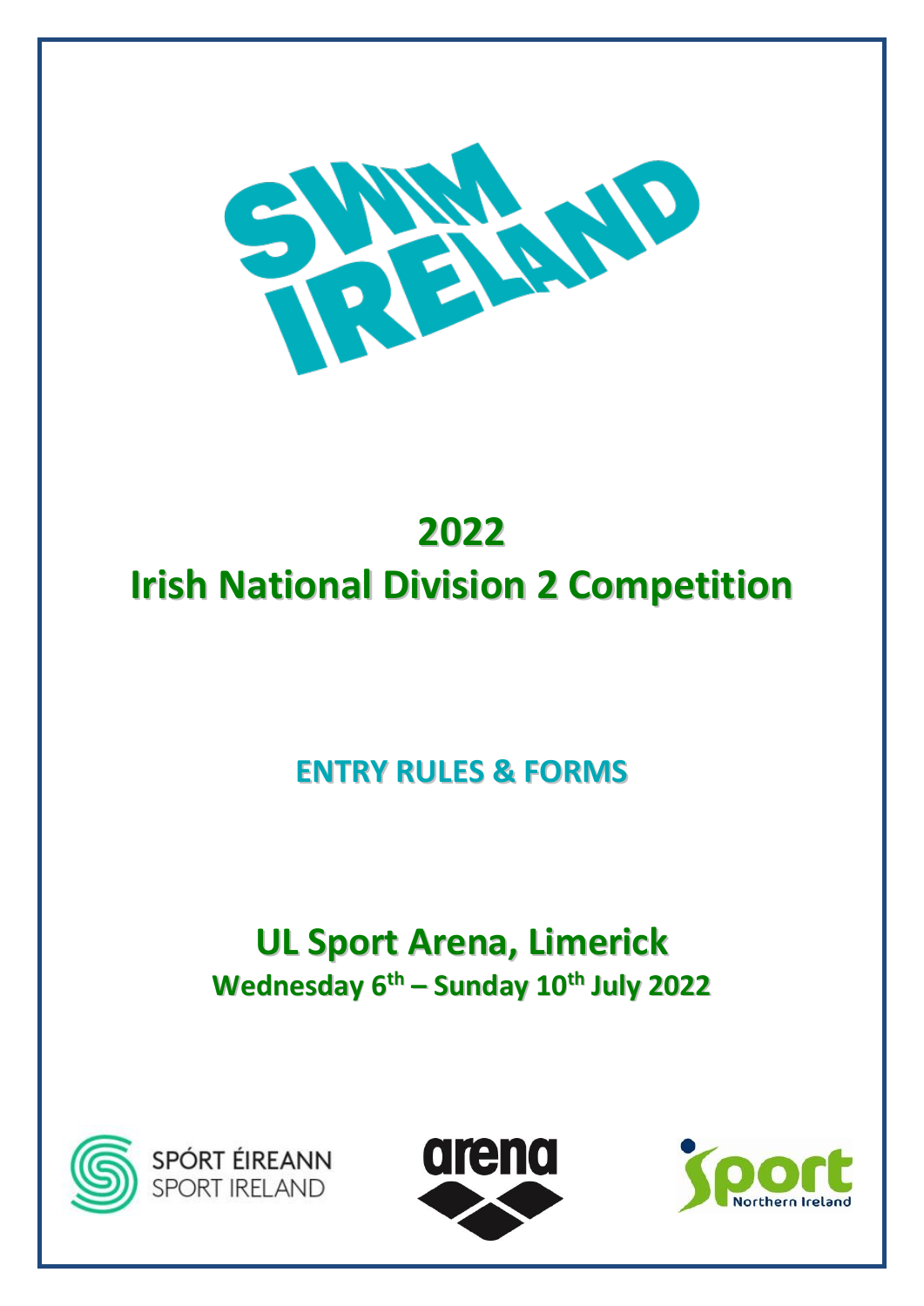# 2022

# Irish National Division 2 Competition

## ENTRY RULES & FORMS

## UL Sport Arena, Limerick

### Wednesday 6th – Sunday 10th July 2022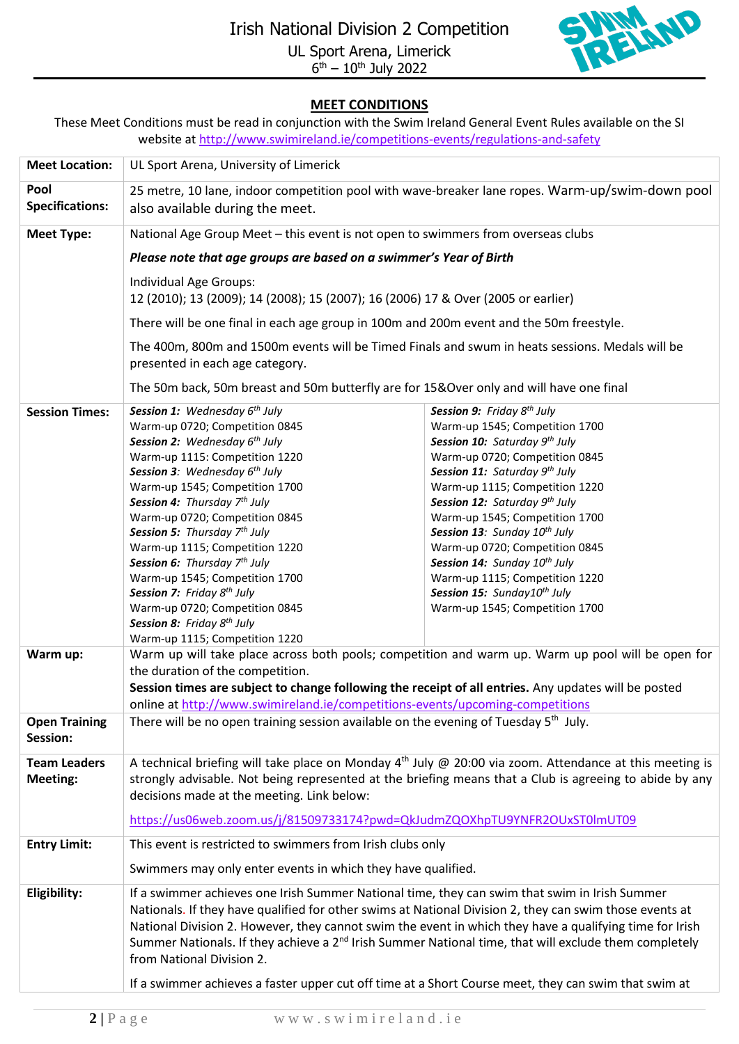Irish National Division 2 Competition

UL Sport Arena, Limerick

6th – 10th July 2022

## MEET CONDITIONS

These Meet Conditions must be read in conjunction with the Swim Ireland General Event Rules available on the SI website at http://www.swimireland.ie/competitions-events/regulations-and-safety

| | |
|---|---|
| **Meet Location:** | UL Sport Arena, University of Limerick |
| **Pool Specifications:** | 25 metre, 10 lane, indoor competition pool with wave-breaker lane ropes. Warm-up/swim-down pool also available during the meet. |
| **Meet Type:** | National Age Group Meet – this event is not open to swimmers from overseas clubs<br><br>***Please note that age groups are based on a swimmer's Year of Birth***<br><br>Individual Age Groups:<br>12 (2010); 13 (2009); 14 (2008); 15 (2007); 16 (2006) 17 & Over (2005 or earlier)<br><br>There will be one final in each age group in 100m and 200m event and the 50m freestyle.<br><br>The 400m, 800m and 1500m events will be Timed Finals and swum in heats sessions. Medals will be presented in each age category.<br><br>The 50m back, 50m breast and 50m butterfly are for 15&Over only and will have one final |
| **Session Times:** | ***Session 1:** Wednesday 6th July*<br>Warm-up 0720; Competition 0845<br>***Session 2:** Wednesday 6th July*<br>Warm-up 1115: Competition 1220<br>***Session 3**: Wednesday 6th July*<br>Warm-up 1545; Competition 1700<br>***Session 4:** Thursday 7th July*<br>Warm-up 0720; Competition 0845<br>***Session 5:** Thursday 7th July*<br>Warm-up 1115; Competition 1220<br>***Session 6:** Thursday 7th July*<br>Warm-up 1545; Competition 1700<br>***Session 7:** Friday 8th July*<br>Warm-up 0720; Competition 0845<br>***Session 8:** Friday 8th July*<br>Warm-up 1115; Competition 1220<br>***Session 9:** Friday 8th July*<br>Warm-up 1545; Competition 1700<br>***Session 10:** Saturday 9th July*<br>Warm-up 0720; Competition 0845<br>***Session 11:** Saturday 9th July*<br>Warm-up 1115; Competition 1220<br>***Session 12:** Saturday 9th July*<br>Warm-up 1545; Competition 1700<br>***Session 13**: Sunday 10th July*<br>Warm-up 0720; Competition 0845<br>***Session 14:** Sunday 10th July*<br>Warm-up 1115; Competition 1220<br>***Session 15:** Sunday10th July*<br>Warm-up 1545; Competition 1700 |
| **Warm up:** | Warm up will take place across both pools; competition and warm up. Warm up pool will be open for the duration of the competition.<br>**Session times are subject to change following the receipt of all entries.** Any updates will be posted online at http://www.swimireland.ie/competitions-events/upcoming-competitions |
| **Open Training Session:** | There will be no open training session available on the evening of Tuesday 5th July. |
| **Team Leaders Meeting:** | A technical briefing will take place on Monday 4th July @ 20:00 via zoom. Attendance at this meeting is strongly advisable. Not being represented at the briefing means that a Club is agreeing to abide by any decisions made at the meeting. Link below:<br><br>https://us06web.zoom.us/j/81509733174?pwd=QkJudmZQOXhpTU9YNFR2OUxST0lmUT09 |
| **Entry Limit:** | This event is restricted to swimmers from Irish clubs only<br><br>Swimmers may only enter events in which they have qualified. |
| **Eligibility:** | If a swimmer achieves one Irish Summer National time, they can swim that swim in Irish Summer Nationals. If they have qualified for other swims at National Division 2, they can swim those events at National Division 2. However, they cannot swim the event in which they have a qualifying time for Irish Summer Nationals. If they achieve a 2nd Irish Summer National time, that will exclude them completely from National Division 2.<br><br>If a swimmer achieves a faster upper cut off time at a Short Course meet, they can swim that swim at |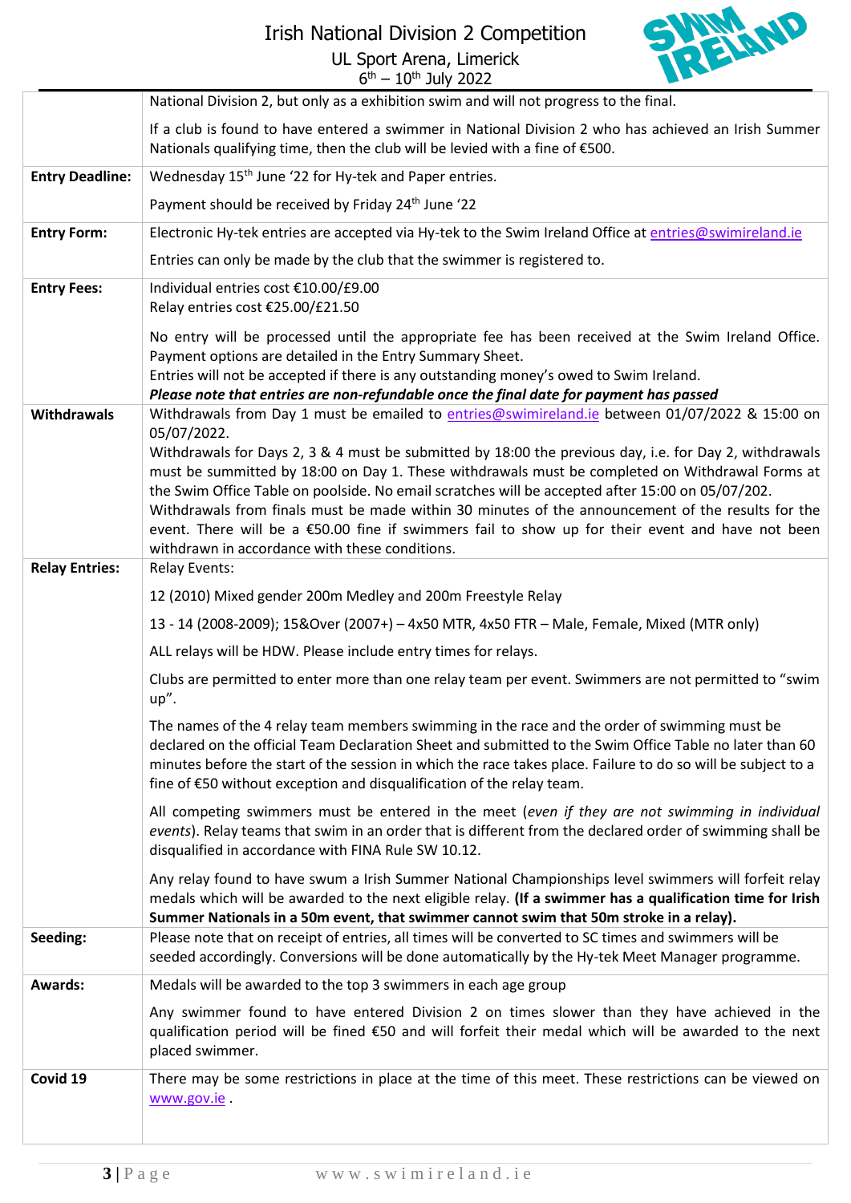| | |
|---|---|
| | National Division 2, but only as a exhibition swim and will not progress to the final.<br><br>If a club is found to have entered a swimmer in National Division 2 who has achieved an Irish Summer Nationals qualifying time, then the club will be levied with a fine of €500. |
| **Entry Deadline:** | Wednesday 15th June '22 for Hy-tek and Paper entries.<br><br>Payment should be received by Friday 24th June '22 |
| **Entry Form:** | Electronic Hy-tek entries are accepted via Hy-tek to the Swim Ireland Office at entries@swimireland.ie<br><br>Entries can only be made by the club that the swimmer is registered to. |
| **Entry Fees:** | Individual entries cost €10.00/£9.00<br>Relay entries cost €25.00/£21.50<br><br>No entry will be processed until the appropriate fee has been received at the Swim Ireland Office. Payment options are detailed in the Entry Summary Sheet.<br>Entries will not be accepted if there is any outstanding money's owed to Swim Ireland.<br>***Please note that entries are non-refundable once the final date for payment has passed*** |
| **Withdrawals** | Withdrawals from Day 1 must be emailed to entries@swimireland.ie between 01/07/2022 & 15:00 on 05/07/2022.<br>Withdrawals for Days 2, 3 & 4 must be submitted by 18:00 the previous day, i.e. for Day 2, withdrawals must be summitted by 18:00 on Day 1. These withdrawals must be completed on Withdrawal Forms at the Swim Office Table on poolside. No email scratches will be accepted after 15:00 on 05/07/202.<br>Withdrawals from finals must be made within 30 minutes of the announcement of the results for the event. There will be a €50.00 fine if swimmers fail to show up for their event and have not been withdrawn in accordance with these conditions. |
| **Relay Entries:** | Relay Events:<br><br>12 (2010) Mixed gender 200m Medley and 200m Freestyle Relay<br><br>13 - 14 (2008-2009); 15&Over (2007+) – 4x50 MTR, 4x50 FTR – Male, Female, Mixed (MTR only)<br><br>ALL relays will be HDW. Please include entry times for relays.<br><br>Clubs are permitted to enter more than one relay team per event. Swimmers are not permitted to "swim up".<br><br>The names of the 4 relay team members swimming in the race and the order of swimming must be declared on the official Team Declaration Sheet and submitted to the Swim Office Table no later than 60 minutes before the start of the session in which the race takes place. Failure to do so will be subject to a fine of €50 without exception and disqualification of the relay team.<br><br>All competing swimmers must be entered in the meet (*even if they are not swimming in individual events*). Relay teams that swim in an order that is different from the declared order of swimming shall be disqualified in accordance with FINA Rule SW 10.12.<br><br>Any relay found to have swum a Irish Summer National Championships level swimmers will forfeit relay medals which will be awarded to the next eligible relay. **(If a swimmer has a qualification time for Irish Summer Nationals in a 50m event, that swimmer cannot swim that 50m stroke in a relay).** |
| **Seeding:** | Please note that on receipt of entries, all times will be converted to SC times and swimmers will be seeded accordingly. Conversions will be done automatically by the Hy-tek Meet Manager programme. |
| **Awards:** | Medals will be awarded to the top 3 swimmers in each age group<br><br>Any swimmer found to have entered Division 2 on times slower than they have achieved in the qualification period will be fined €50 and will forfeit their medal which will be awarded to the next placed swimmer. |
| **Covid 19** | There may be some restrictions in place at the time of this meet. These restrictions can be viewed on www.gov.ie . |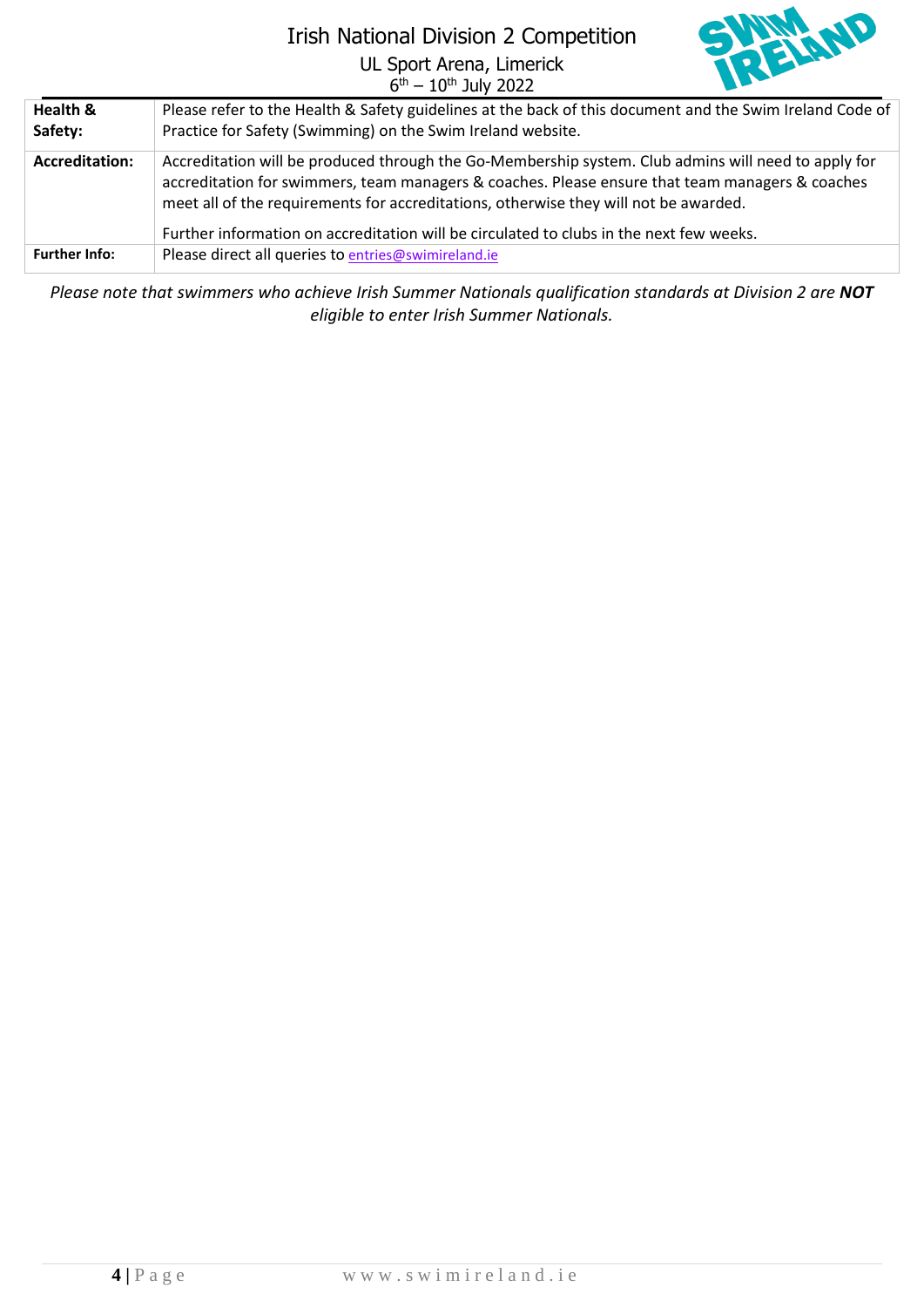| | |
|---|---|
| **Health & Safety:** | Please refer to the Health & Safety guidelines at the back of this document and the Swim Ireland Code of Practice for Safety (Swimming) on the Swim Ireland website. |
| **Accreditation:** | Accreditation will be produced through the Go-Membership system. Club admins will need to apply for accreditation for swimmers, team managers & coaches. Please ensure that team managers & coaches meet all of the requirements for accreditations, otherwise they will not be awarded.<br><br>Further information on accreditation will be circulated to clubs in the next few weeks. |
| **Further Info:** | Please direct all queries to entries@swimireland.ie |

*Please note that swimmers who achieve Irish Summer Nationals qualification standards at Division 2 are* ***NOT*** *eligible to enter Irish Summer Nationals.*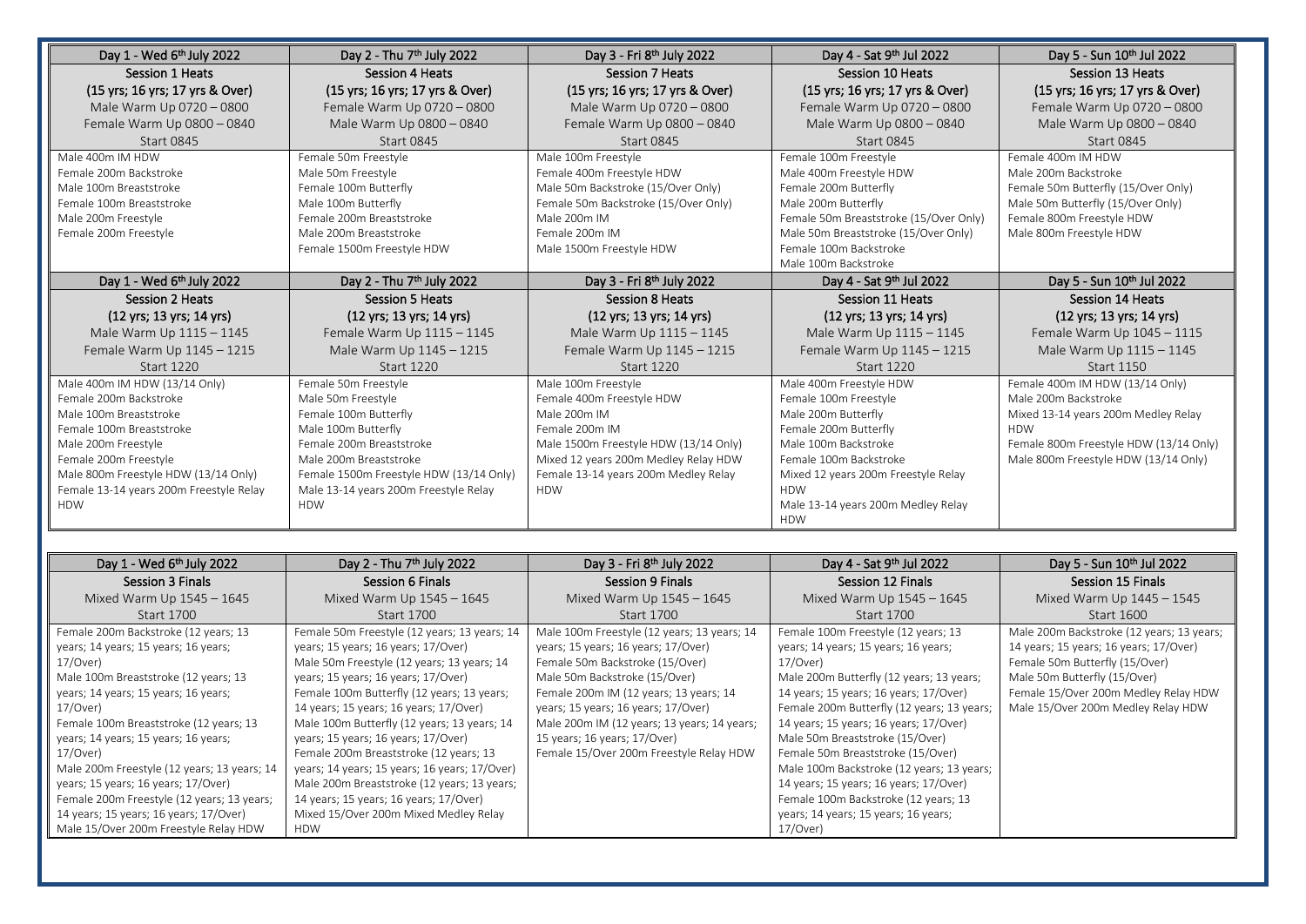| Day 1 - Wed 6th July 2022 | Day 2 - Thu 7th July 2022 | Day 3 - Fri 8th July 2022 | Day 4 - Sat 9th Jul 2022 | Day 5 - Sun 10th Jul 2022 |
|---|---|---|---|---|
| **Session 1 Heats**<br>(15 yrs; 16 yrs; 17 yrs & Over)<br>Male Warm Up 0720 – 0800<br>Female Warm Up 0800 – 0840<br>Start 0845 | **Session 4 Heats**<br>(15 yrs; 16 yrs; 17 yrs & Over)<br>Female Warm Up 0720 – 0800<br>Male Warm Up 0800 – 0840<br>Start 0845 | **Session 7 Heats**<br>(15 yrs; 16 yrs; 17 yrs & Over)<br>Male Warm Up 0720 – 0800<br>Female Warm Up 0800 – 0840<br>Start 0845 | **Session 10 Heats**<br>(15 yrs; 16 yrs; 17 yrs & Over)<br>Female Warm Up 0720 – 0800<br>Male Warm Up 0800 – 0840<br>Start 0845 | **Session 13 Heats**<br>(15 yrs; 16 yrs; 17 yrs & Over)<br>Female Warm Up 0720 – 0800<br>Male Warm Up 0800 – 0840<br>Start 0845 |
| Male 400m IM HDW<br>Female 200m Backstroke<br>Male 100m Breaststroke<br>Female 100m Breaststroke<br>Male 200m Freestyle<br>Female 200m Freestyle | Female 50m Freestyle<br>Male 50m Freestyle<br>Female 100m Butterfly<br>Male 100m Butterfly<br>Female 200m Breaststroke<br>Male 200m Breaststroke<br>Female 1500m Freestyle HDW | Male 100m Freestyle<br>Female 400m Freestyle HDW<br>Male 50m Backstroke (15/Over Only)<br>Female 50m Backstroke (15/Over Only)<br>Male 200m IM<br>Female 200m IM<br>Male 1500m Freestyle HDW | Female 100m Freestyle<br>Male 400m Freestyle HDW<br>Female 200m Butterfly<br>Male 200m Butterfly<br>Female 50m Breaststroke (15/Over Only)<br>Male 50m Breaststroke (15/Over Only)<br>Female 100m Backstroke<br>Male 100m Backstroke | Female 400m IM HDW<br>Male 200m Backstroke<br>Female 50m Butterfly (15/Over Only)<br>Male 50m Butterfly (15/Over Only)<br>Female 800m Freestyle HDW<br>Male 800m Freestyle HDW |
| **Day 1 - Wed 6th July 2022** | **Day 2 - Thu 7th July 2022** | **Day 3 - Fri 8th July 2022** | **Day 4 - Sat 9th Jul 2022** | **Day 5 - Sun 10th Jul 2022** |
| **Session 2 Heats**<br>(12 yrs; 13 yrs; 14 yrs)<br>Male Warm Up 1115 – 1145<br>Female Warm Up 1145 – 1215<br>Start 1220 | **Session 5 Heats**<br>(12 yrs; 13 yrs; 14 yrs)<br>Female Warm Up 1115 – 1145<br>Male Warm Up 1145 – 1215<br>Start 1220 | **Session 8 Heats**<br>(12 yrs; 13 yrs; 14 yrs)<br>Male Warm Up 1115 – 1145<br>Female Warm Up 1145 – 1215<br>Start 1220 | **Session 11 Heats**<br>(12 yrs; 13 yrs; 14 yrs)<br>Male Warm Up 1115 – 1145<br>Female Warm Up 1145 – 1215<br>Start 1220 | **Session 14 Heats**<br>(12 yrs; 13 yrs; 14 yrs)<br>Female Warm Up 1045 – 1115<br>Male Warm Up 1115 – 1145<br>Start 1150 |
| Male 400m IM HDW (13/14 Only)<br>Female 200m Backstroke<br>Male 100m Breaststroke<br>Female 100m Breaststroke<br>Male 200m Freestyle<br>Female 200m Freestyle<br>Male 800m Freestyle HDW (13/14 Only)<br>Female 13-14 years 200m Freestyle Relay HDW | Female 50m Freestyle<br>Male 50m Freestyle<br>Female 100m Butterfly<br>Male 100m Butterfly<br>Female 200m Breaststroke<br>Male 200m Breaststroke<br>Female 1500m Freestyle HDW (13/14 Only)<br>Male 13-14 years 200m Freestyle Relay HDW | Male 100m Freestyle<br>Female 400m Freestyle HDW<br>Male 200m IM<br>Female 200m IM<br>Male 1500m Freestyle HDW (13/14 Only)<br>Mixed 12 years 200m Medley Relay HDW<br>Female 13-14 years 200m Medley Relay HDW | Male 400m Freestyle HDW<br>Female 100m Freestyle<br>Male 200m Butterfly<br>Female 200m Butterfly<br>Male 100m Backstroke<br>Female 100m Backstroke<br>Mixed 12 years 200m Freestyle Relay HDW<br>Male 13-14 years 200m Medley Relay HDW | Female 400m IM HDW (13/14 Only)<br>Male 200m Backstroke<br>Mixed 13-14 years 200m Medley Relay HDW<br>Female 800m Freestyle HDW (13/14 Only)<br>Male 800m Freestyle HDW (13/14 Only) |

| Day 1 - Wed 6th July 2022 | Day 2 - Thu 7th July 2022 | Day 3 - Fri 8th July 2022 | Day 4 - Sat 9th Jul 2022 | Day 5 - Sun 10th Jul 2022 |
|---|---|---|---|---|
| **Session 3 Finals**<br>Mixed Warm Up 1545 – 1645<br>Start 1700 | **Session 6 Finals**<br>Mixed Warm Up 1545 – 1645<br>Start 1700 | **Session 9 Finals**<br>Mixed Warm Up 1545 – 1645<br>Start 1700 | **Session 12 Finals**<br>Mixed Warm Up 1545 – 1645<br>Start 1700 | **Session 15 Finals**<br>Mixed Warm Up 1445 – 1545<br>Start 1600 |
| Female 200m Backstroke (12 years; 13 years; 14 years; 15 years; 16 years; 17/Over)<br>Male 100m Breaststroke (12 years; 13 years; 14 years; 15 years; 16 years; 17/Over)<br>Female 100m Breaststroke (12 years; 13 years; 14 years; 15 years; 16 years; 17/Over)<br>Male 200m Freestyle (12 years; 13 years; 14 years; 15 years; 16 years; 17/Over)<br>Female 200m Freestyle (12 years; 13 years; 14 years; 15 years; 16 years; 17/Over)<br>Male 15/Over 200m Freestyle Relay HDW | Female 50m Freestyle (12 years; 13 years; 14 years; 15 years; 16 years; 17/Over)<br>Male 50m Freestyle (12 years; 13 years; 14 years; 15 years; 16 years; 17/Over)<br>Female 100m Butterfly (12 years; 13 years; 14 years; 15 years; 16 years; 17/Over)<br>Male 100m Butterfly (12 years; 13 years; 14 years; 15 years; 16 years; 17/Over)<br>Female 200m Breaststroke (12 years; 13 years; 14 years; 15 years; 16 years; 17/Over)<br>Male 200m Breaststroke (12 years; 13 years; 14 years; 15 years; 16 years; 17/Over)<br>Mixed 15/Over 200m Mixed Medley Relay HDW | Male 100m Freestyle (12 years; 13 years; 14 years; 15 years; 16 years; 17/Over)<br>Female 50m Backstroke (15/Over)<br>Male 50m Backstroke (15/Over)<br>Female 200m IM (12 years; 13 years; 14 years; 15 years; 16 years; 17/Over)<br>Male 200m IM (12 years; 13 years; 14 years; 15 years; 16 years; 17/Over)<br>Female 15/Over 200m Freestyle Relay HDW | Female 100m Freestyle (12 years; 13 years; 14 years; 15 years; 16 years; 17/Over)<br>Male 200m Butterfly (12 years; 13 years; 14 years; 15 years; 16 years; 17/Over)<br>Female 200m Butterfly (12 years; 13 years; 14 years; 15 years; 16 years; 17/Over)<br>Male 50m Breaststroke (15/Over)<br>Female 50m Breaststroke (15/Over)<br>Male 100m Backstroke (12 years; 13 years; 14 years; 15 years; 16 years; 17/Over)<br>Female 100m Backstroke (12 years; 13 years; 14 years; 15 years; 16 years; 17/Over) | Male 200m Backstroke (12 years; 13 years; 14 years; 15 years; 16 years; 17/Over)<br>Female 50m Butterfly (15/Over)<br>Male 50m Butterfly (15/Over)<br>Female 15/Over 200m Medley Relay HDW<br>Male 15/Over 200m Medley Relay HDW |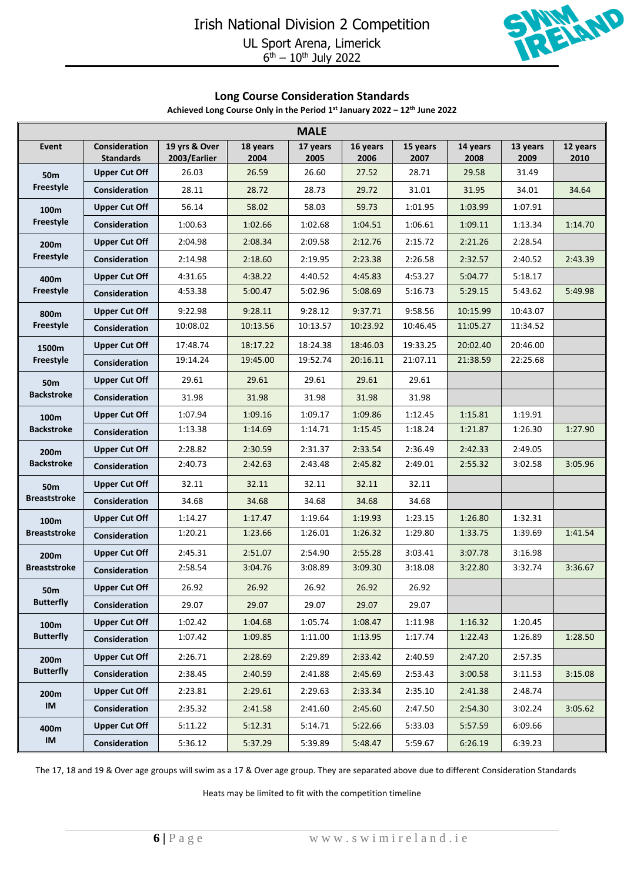# Irish National Division 2 Competition

UL Sport Arena, Limerick
6th – 10th July 2022

## Long Course Consideration Standards

**Achieved Long Course Only in the Period 1st January 2022 – 12th June 2022**

| MALE | | | | | | | | | |
|---|---|---|---|---|---|---|---|---|---|
| **Event** | **Consideration Standards** | **19 yrs & Over 2003/Earlier** | **18 years 2004** | **17 years 2005** | **16 years 2006** | **15 years 2007** | **14 years 2008** | **13 years 2009** | **12 years 2010** |
| **50m Freestyle** | **Upper Cut Off** | 26.03 | 26.59 | 26.60 | 27.52 | 28.71 | 29.58 | 31.49 | |
| | **Consideration** | 28.11 | 28.72 | 28.73 | 29.72 | 31.01 | 31.95 | 34.01 | 34.64 |
| **100m Freestyle** | **Upper Cut Off** | 56.14 | 58.02 | 58.03 | 59.73 | 1:01.95 | 1:03.99 | 1:07.91 | |
| | **Consideration** | 1:00.63 | 1:02.66 | 1:02.68 | 1:04.51 | 1:06.61 | 1:09.11 | 1:13.34 | 1:14.70 |
| **200m Freestyle** | **Upper Cut Off** | 2:04.98 | 2:08.34 | 2:09.58 | 2:12.76 | 2:15.72 | 2:21.26 | 2:28.54 | |
| | **Consideration** | 2:14.98 | 2:18.60 | 2:19.95 | 2:23.38 | 2:26.58 | 2:32.57 | 2:40.52 | 2:43.39 |
| **400m Freestyle** | **Upper Cut Off** | 4:31.65 | 4:38.22 | 4:40.52 | 4:45.83 | 4:53.27 | 5:04.77 | 5:18.17 | |
| | **Consideration** | 4:53.38 | 5:00.47 | 5:02.96 | 5:08.69 | 5:16.73 | 5:29.15 | 5:43.62 | 5:49.98 |
| **800m Freestyle** | **Upper Cut Off** | 9:22.98 | 9:28.11 | 9:28.12 | 9:37.71 | 9:58.56 | 10:15.99 | 10:43.07 | |
| | **Consideration** | 10:08.02 | 10:13.56 | 10:13.57 | 10:23.92 | 10:46.45 | 11:05.27 | 11:34.52 | |
| **1500m Freestyle** | **Upper Cut Off** | 17:48.74 | 18:17.22 | 18:24.38 | 18:46.03 | 19:33.25 | 20:02.40 | 20:46.00 | |
| | **Consideration** | 19:14.24 | 19:45.00 | 19:52.74 | 20:16.11 | 21:07.11 | 21:38.59 | 22:25.68 | |
| **50m Backstroke** | **Upper Cut Off** | 29.61 | 29.61 | 29.61 | 29.61 | 29.61 | | | |
| | **Consideration** | 31.98 | 31.98 | 31.98 | 31.98 | 31.98 | | | |
| **100m Backstroke** | **Upper Cut Off** | 1:07.94 | 1:09.16 | 1:09.17 | 1:09.86 | 1:12.45 | 1:15.81 | 1:19.91 | |
| | **Consideration** | 1:13.38 | 1:14.69 | 1:14.71 | 1:15.45 | 1:18.24 | 1:21.87 | 1:26.30 | 1:27.90 |
| **200m Backstroke** | **Upper Cut Off** | 2:28.82 | 2:30.59 | 2:31.37 | 2:33.54 | 2:36.49 | 2:42.33 | 2:49.05 | |
| | **Consideration** | 2:40.73 | 2:42.63 | 2:43.48 | 2:45.82 | 2:49.01 | 2:55.32 | 3:02.58 | 3:05.96 |
| **50m Breaststroke** | **Upper Cut Off** | 32.11 | 32.11 | 32.11 | 32.11 | 32.11 | | | |
| | **Consideration** | 34.68 | 34.68 | 34.68 | 34.68 | 34.68 | | | |
| **100m Breaststroke** | **Upper Cut Off** | 1:14.27 | 1:17.47 | 1:19.64 | 1:19.93 | 1:23.15 | 1:26.80 | 1:32.31 | |
| | **Consideration** | 1:20.21 | 1:23.66 | 1:26.01 | 1:26.32 | 1:29.80 | 1:33.75 | 1:39.69 | 1:41.54 |
| **200m Breaststroke** | **Upper Cut Off** | 2:45.31 | 2:51.07 | 2:54.90 | 2:55.28 | 3:03.41 | 3:07.78 | 3:16.98 | |
| | **Consideration** | 2:58.54 | 3:04.76 | 3:08.89 | 3:09.30 | 3:18.08 | 3:22.80 | 3:32.74 | 3:36.67 |
| **50m Butterfly** | **Upper Cut Off** | 26.92 | 26.92 | 26.92 | 26.92 | 26.92 | | | |
| | **Consideration** | 29.07 | 29.07 | 29.07 | 29.07 | 29.07 | | | |
| **100m Butterfly** | **Upper Cut Off** | 1:02.42 | 1:04.68 | 1:05.74 | 1:08.47 | 1:11.98 | 1:16.32 | 1:20.45 | |
| | **Consideration** | 1:07.42 | 1:09.85 | 1:11.00 | 1:13.95 | 1:17.74 | 1:22.43 | 1:26.89 | 1:28.50 |
| **200m Butterfly** | **Upper Cut Off** | 2:26.71 | 2:28.69 | 2:29.89 | 2:33.42 | 2:40.59 | 2:47.20 | 2:57.35 | |
| | **Consideration** | 2:38.45 | 2:40.59 | 2:41.88 | 2:45.69 | 2:53.43 | 3:00.58 | 3:11.53 | 3:15.08 |
| **200m IM** | **Upper Cut Off** | 2:23.81 | 2:29.61 | 2:29.63 | 2:33.34 | 2:35.10 | 2:41.38 | 2:48.74 | |
| | **Consideration** | 2:35.32 | 2:41.58 | 2:41.60 | 2:45.60 | 2:47.50 | 2:54.30 | 3:02.24 | 3:05.62 |
| **400m IM** | **Upper Cut Off** | 5:11.22 | 5:12.31 | 5:14.71 | 5:22.66 | 5:33.03 | 5:57.59 | 6:09.66 | |
| | **Consideration** | 5:36.12 | 5:37.29 | 5:39.89 | 5:48.47 | 5:59.67 | 6:26.19 | 6:39.23 | |

The 17, 18 and 19 & Over age groups will swim as a 17 & Over age group. They are separated above due to different Consideration Standards

Heats may be limited to fit with the competition timeline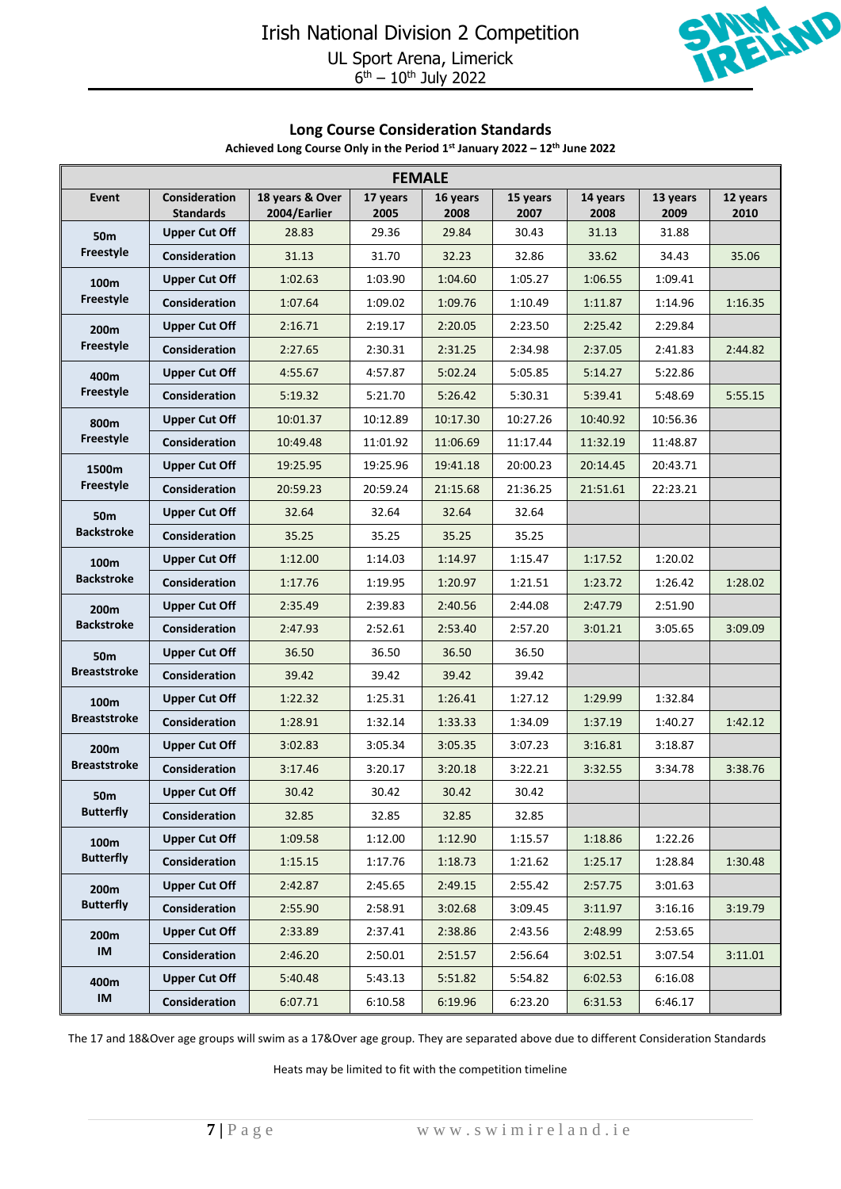# Irish National Division 2 Competition

UL Sport Arena, Limerick
6th – 10th July 2022

## Long Course Consideration Standards

**Achieved Long Course Only in the Period 1st January 2022 – 12th June 2022**

| FEMALE | | | | | | | | |
|---|---|---|---|---|---|---|---|---|
| **Event** | **Consideration Standards** | **18 years & Over 2004/Earlier** | **17 years 2005** | **16 years 2008** | **15 years 2007** | **14 years 2008** | **13 years 2009** | **12 years 2010** |
| **50m Freestyle** | **Upper Cut Off** | 28.83 | 29.36 | 29.84 | 30.43 | 31.13 | 31.88 | |
| | **Consideration** | 31.13 | 31.70 | 32.23 | 32.86 | 33.62 | 34.43 | 35.06 |
| **100m Freestyle** | **Upper Cut Off** | 1:02.63 | 1:03.90 | 1:04.60 | 1:05.27 | 1:06.55 | 1:09.41 | |
| | **Consideration** | 1:07.64 | 1:09.02 | 1:09.76 | 1:10.49 | 1:11.87 | 1:14.96 | 1:16.35 |
| **200m Freestyle** | **Upper Cut Off** | 2:16.71 | 2:19.17 | 2:20.05 | 2:23.50 | 2:25.42 | 2:29.84 | |
| | **Consideration** | 2:27.65 | 2:30.31 | 2:31.25 | 2:34.98 | 2:37.05 | 2:41.83 | 2:44.82 |
| **400m Freestyle** | **Upper Cut Off** | 4:55.67 | 4:57.87 | 5:02.24 | 5:05.85 | 5:14.27 | 5:22.86 | |
| | **Consideration** | 5:19.32 | 5:21.70 | 5:26.42 | 5:30.31 | 5:39.41 | 5:48.69 | 5:55.15 |
| **800m Freestyle** | **Upper Cut Off** | 10:01.37 | 10:12.89 | 10:17.30 | 10:27.26 | 10:40.92 | 10:56.36 | |
| | **Consideration** | 10:49.48 | 11:01.92 | 11:06.69 | 11:17.44 | 11:32.19 | 11:48.87 | |
| **1500m Freestyle** | **Upper Cut Off** | 19:25.95 | 19:25.96 | 19:41.18 | 20:00.23 | 20:14.45 | 20:43.71 | |
| | **Consideration** | 20:59.23 | 20:59.24 | 21:15.68 | 21:36.25 | 21:51.61 | 22:23.21 | |
| **50m Backstroke** | **Upper Cut Off** | 32.64 | 32.64 | 32.64 | 32.64 | | | |
| | **Consideration** | 35.25 | 35.25 | 35.25 | 35.25 | | | |
| **100m Backstroke** | **Upper Cut Off** | 1:12.00 | 1:14.03 | 1:14.97 | 1:15.47 | 1:17.52 | 1:20.02 | |
| | **Consideration** | 1:17.76 | 1:19.95 | 1:20.97 | 1:21.51 | 1:23.72 | 1:26.42 | 1:28.02 |
| **200m Backstroke** | **Upper Cut Off** | 2:35.49 | 2:39.83 | 2:40.56 | 2:44.08 | 2:47.79 | 2:51.90 | |
| | **Consideration** | 2:47.93 | 2:52.61 | 2:53.40 | 2:57.20 | 3:01.21 | 3:05.65 | 3:09.09 |
| **50m Breaststroke** | **Upper Cut Off** | 36.50 | 36.50 | 36.50 | 36.50 | | | |
| | **Consideration** | 39.42 | 39.42 | 39.42 | 39.42 | | | |
| **100m Breaststroke** | **Upper Cut Off** | 1:22.32 | 1:25.31 | 1:26.41 | 1:27.12 | 1:29.99 | 1:32.84 | |
| | **Consideration** | 1:28.91 | 1:32.14 | 1:33.33 | 1:34.09 | 1:37.19 | 1:40.27 | 1:42.12 |
| **200m Breaststroke** | **Upper Cut Off** | 3:02.83 | 3:05.34 | 3:05.35 | 3:07.23 | 3:16.81 | 3:18.87 | |
| | **Consideration** | 3:17.46 | 3:20.17 | 3:20.18 | 3:22.21 | 3:32.55 | 3:34.78 | 3:38.76 |
| **50m Butterfly** | **Upper Cut Off** | 30.42 | 30.42 | 30.42 | 30.42 | | | |
| | **Consideration** | 32.85 | 32.85 | 32.85 | 32.85 | | | |
| **100m Butterfly** | **Upper Cut Off** | 1:09.58 | 1:12.00 | 1:12.90 | 1:15.57 | 1:18.86 | 1:22.26 | |
| | **Consideration** | 1:15.15 | 1:17.76 | 1:18.73 | 1:21.62 | 1:25.17 | 1:28.84 | 1:30.48 |
| **200m Butterfly** | **Upper Cut Off** | 2:42.87 | 2:45.65 | 2:49.15 | 2:55.42 | 2:57.75 | 3:01.63 | |
| | **Consideration** | 2:55.90 | 2:58.91 | 3:02.68 | 3:09.45 | 3:11.97 | 3:16.16 | 3:19.79 |
| **200m IM** | **Upper Cut Off** | 2:33.89 | 2:37.41 | 2:38.86 | 2:43.56 | 2:48.99 | 2:53.65 | |
| | **Consideration** | 2:46.20 | 2:50.01 | 2:51.57 | 2:56.64 | 3:02.51 | 3:07.54 | 3:11.01 |
| **400m IM** | **Upper Cut Off** | 5:40.48 | 5:43.13 | 5:51.82 | 5:54.82 | 6:02.53 | 6:16.08 | |
| | **Consideration** | 6:07.71 | 6:10.58 | 6:19.96 | 6:23.20 | 6:31.53 | 6:46.17 | |

The 17 and 18&Over age groups will swim as a 17&Over age group. They are separated above due to different Consideration Standards

Heats may be limited to fit with the competition timeline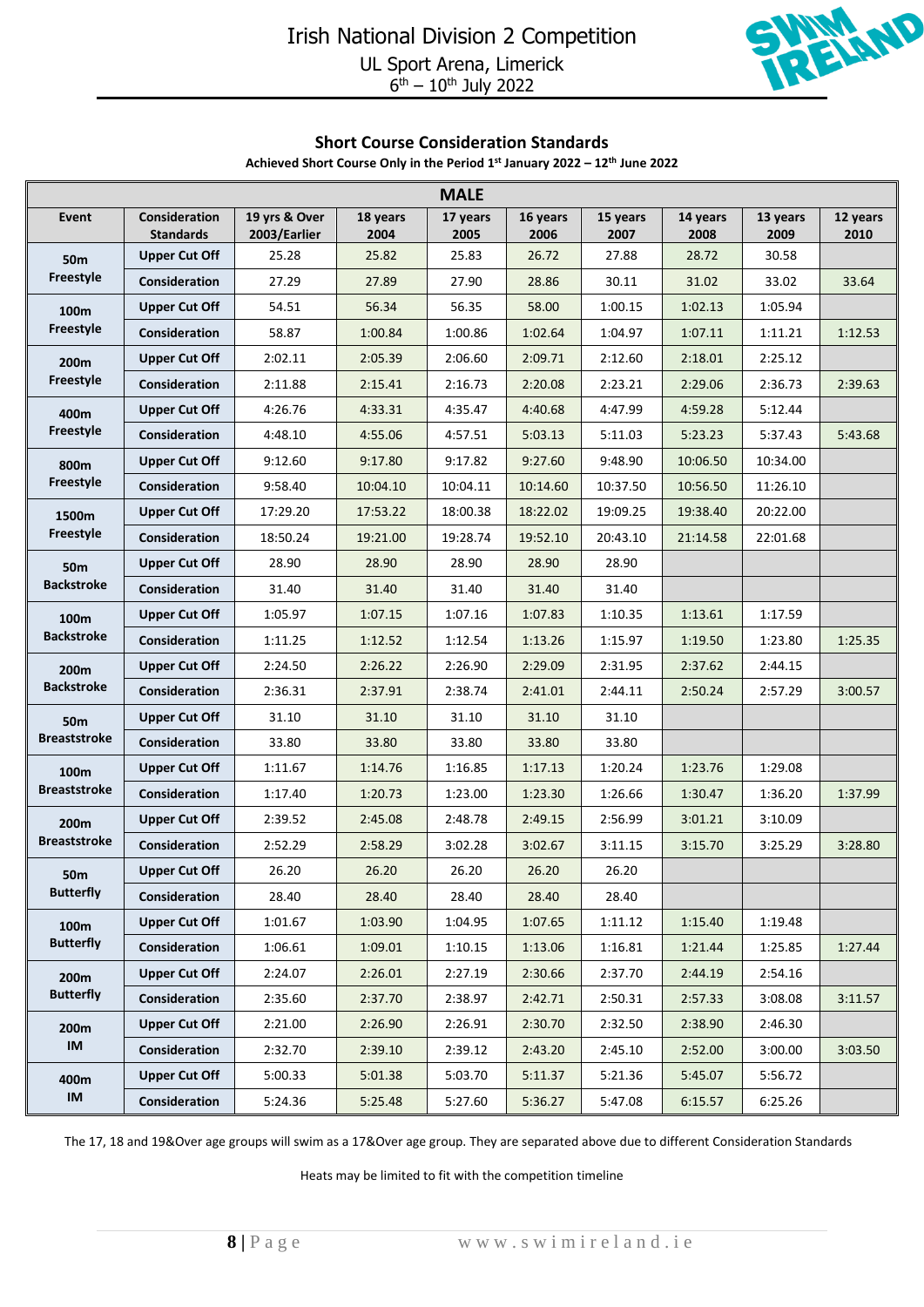# Irish National Division 2 Competition

UL Sport Arena, Limerick
6th – 10th July 2022

## Short Course Consideration Standards

**Achieved Short Course Only in the Period 1st January 2022 – 12th June 2022**

| MALE | | | | | | | | | |
|---|---|---|---|---|---|---|---|---|---|
| **Event** | **Consideration Standards** | **19 yrs & Over 2003/Earlier** | **18 years 2004** | **17 years 2005** | **16 years 2006** | **15 years 2007** | **14 years 2008** | **13 years 2009** | **12 years 2010** |
| **50m Freestyle** | **Upper Cut Off** | 25.28 | 25.82 | 25.83 | 26.72 | 27.88 | 28.72 | 30.58 | |
| | **Consideration** | 27.29 | 27.89 | 27.90 | 28.86 | 30.11 | 31.02 | 33.02 | 33.64 |
| **100m Freestyle** | **Upper Cut Off** | 54.51 | 56.34 | 56.35 | 58.00 | 1:00.15 | 1:02.13 | 1:05.94 | |
| | **Consideration** | 58.87 | 1:00.84 | 1:00.86 | 1:02.64 | 1:04.97 | 1:07.11 | 1:11.21 | 1:12.53 |
| **200m Freestyle** | **Upper Cut Off** | 2:02.11 | 2:05.39 | 2:06.60 | 2:09.71 | 2:12.60 | 2:18.01 | 2:25.12 | |
| | **Consideration** | 2:11.88 | 2:15.41 | 2:16.73 | 2:20.08 | 2:23.21 | 2:29.06 | 2:36.73 | 2:39.63 |
| **400m Freestyle** | **Upper Cut Off** | 4:26.76 | 4:33.31 | 4:35.47 | 4:40.68 | 4:47.99 | 4:59.28 | 5:12.44 | |
| | **Consideration** | 4:48.10 | 4:55.06 | 4:57.51 | 5:03.13 | 5:11.03 | 5:23.23 | 5:37.43 | 5:43.68 |
| **800m Freestyle** | **Upper Cut Off** | 9:12.60 | 9:17.80 | 9:17.82 | 9:27.60 | 9:48.90 | 10:06.50 | 10:34.00 | |
| | **Consideration** | 9:58.40 | 10:04.10 | 10:04.11 | 10:14.60 | 10:37.50 | 10:56.50 | 11:26.10 | |
| **1500m Freestyle** | **Upper Cut Off** | 17:29.20 | 17:53.22 | 18:00.38 | 18:22.02 | 19:09.25 | 19:38.40 | 20:22.00 | |
| | **Consideration** | 18:50.24 | 19:21.00 | 19:28.74 | 19:52.10 | 20:43.10 | 21:14.58 | 22:01.68 | |
| **50m Backstroke** | **Upper Cut Off** | 28.90 | 28.90 | 28.90 | 28.90 | 28.90 | | | |
| | **Consideration** | 31.40 | 31.40 | 31.40 | 31.40 | 31.40 | | | |
| **100m Backstroke** | **Upper Cut Off** | 1:05.97 | 1:07.15 | 1:07.16 | 1:07.83 | 1:10.35 | 1:13.61 | 1:17.59 | |
| | **Consideration** | 1:11.25 | 1:12.52 | 1:12.54 | 1:13.26 | 1:15.97 | 1:19.50 | 1:23.80 | 1:25.35 |
| **200m Backstroke** | **Upper Cut Off** | 2:24.50 | 2:26.22 | 2:26.90 | 2:29.09 | 2:31.95 | 2:37.62 | 2:44.15 | |
| | **Consideration** | 2:36.31 | 2:37.91 | 2:38.74 | 2:41.01 | 2:44.11 | 2:50.24 | 2:57.29 | 3:00.57 |
| **50m Breaststroke** | **Upper Cut Off** | 31.10 | 31.10 | 31.10 | 31.10 | 31.10 | | | |
| | **Consideration** | 33.80 | 33.80 | 33.80 | 33.80 | 33.80 | | | |
| **100m Breaststroke** | **Upper Cut Off** | 1:11.67 | 1:14.76 | 1:16.85 | 1:17.13 | 1:20.24 | 1:23.76 | 1:29.08 | |
| | **Consideration** | 1:17.40 | 1:20.73 | 1:23.00 | 1:23.30 | 1:26.66 | 1:30.47 | 1:36.20 | 1:37.99 |
| **200m Breaststroke** | **Upper Cut Off** | 2:39.52 | 2:45.08 | 2:48.78 | 2:49.15 | 2:56.99 | 3:01.21 | 3:10.09 | |
| | **Consideration** | 2:52.29 | 2:58.29 | 3:02.28 | 3:02.67 | 3:11.15 | 3:15.70 | 3:25.29 | 3:28.80 |
| **50m Butterfly** | **Upper Cut Off** | 26.20 | 26.20 | 26.20 | 26.20 | 26.20 | | | |
| | **Consideration** | 28.40 | 28.40 | 28.40 | 28.40 | 28.40 | | | |
| **100m Butterfly** | **Upper Cut Off** | 1:01.67 | 1:03.90 | 1:04.95 | 1:07.65 | 1:11.12 | 1:15.40 | 1:19.48 | |
| | **Consideration** | 1:06.61 | 1:09.01 | 1:10.15 | 1:13.06 | 1:16.81 | 1:21.44 | 1:25.85 | 1:27.44 |
| **200m Butterfly** | **Upper Cut Off** | 2:24.07 | 2:26.01 | 2:27.19 | 2:30.66 | 2:37.70 | 2:44.19 | 2:54.16 | |
| | **Consideration** | 2:35.60 | 2:37.70 | 2:38.97 | 2:42.71 | 2:50.31 | 2:57.33 | 3:08.08 | 3:11.57 |
| **200m IM** | **Upper Cut Off** | 2:21.00 | 2:26.90 | 2:26.91 | 2:30.70 | 2:32.50 | 2:38.90 | 2:46.30 | |
| | **Consideration** | 2:32.70 | 2:39.10 | 2:39.12 | 2:43.20 | 2:45.10 | 2:52.00 | 3:00.00 | 3:03.50 |
| **400m IM** | **Upper Cut Off** | 5:00.33 | 5:01.38 | 5:03.70 | 5:11.37 | 5:21.36 | 5:45.07 | 5:56.72 | |
| | **Consideration** | 5:24.36 | 5:25.48 | 5:27.60 | 5:36.27 | 5:47.08 | 6:15.57 | 6:25.26 | |

The 17, 18 and 19&Over age groups will swim as a 17&Over age group. They are separated above due to different Consideration Standards

Heats may be limited to fit with the competition timeline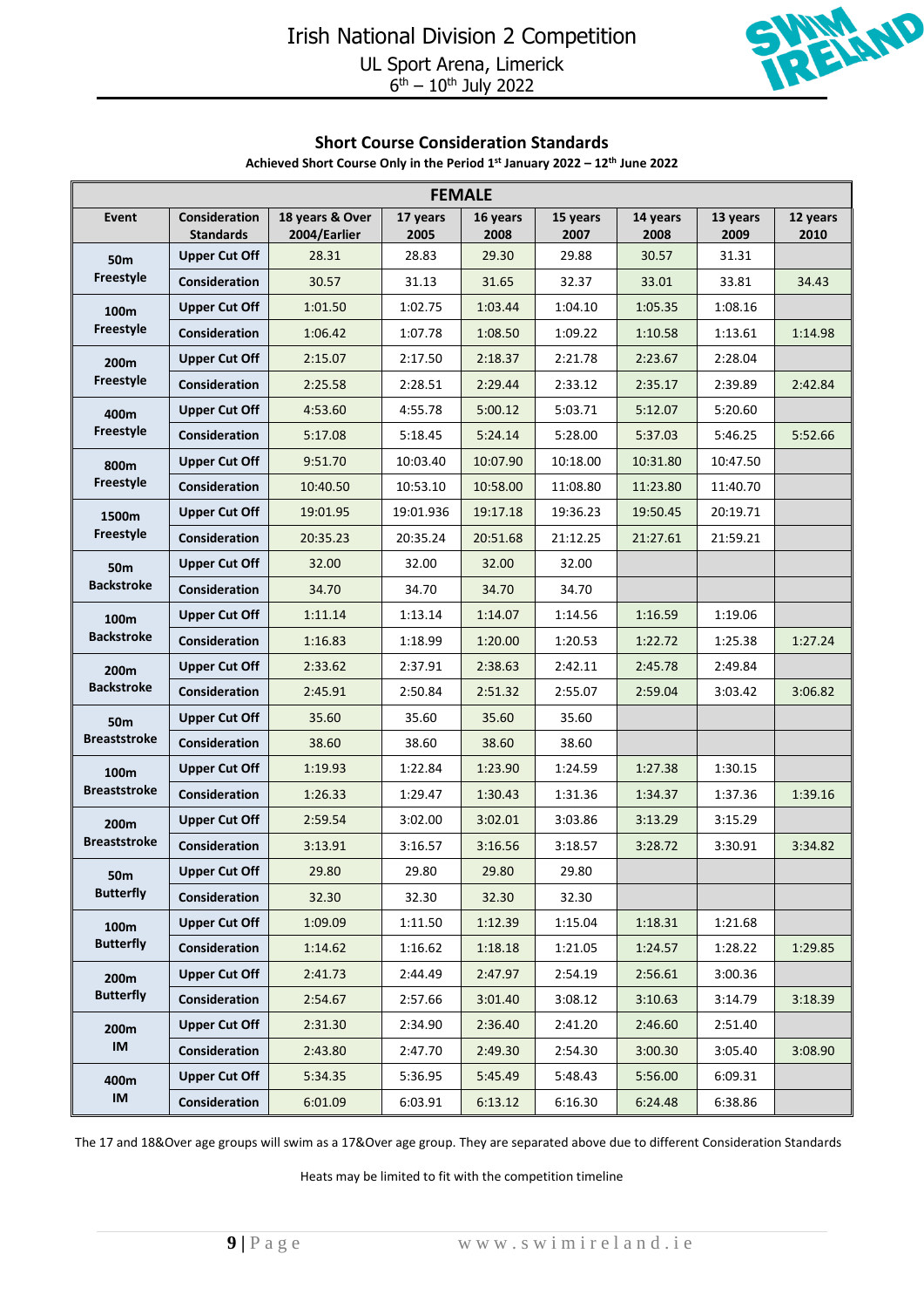# Irish National Division 2 Competition

UL Sport Arena, Limerick
6th – 10th July 2022

## Short Course Consideration Standards

**Achieved Short Course Only in the Period 1st January 2022 – 12th June 2022**

| FEMALE | | | | | | | | |
|---|---|---|---|---|---|---|---|---|
| **Event** | **Consideration Standards** | **18 years & Over 2004/Earlier** | **17 years 2005** | **16 years 2008** | **15 years 2007** | **14 years 2008** | **13 years 2009** | **12 years 2010** |
| **50m Freestyle** | **Upper Cut Off** | 28.31 | 28.83 | 29.30 | 29.88 | 30.57 | 31.31 | |
| | **Consideration** | 30.57 | 31.13 | 31.65 | 32.37 | 33.01 | 33.81 | 34.43 |
| **100m Freestyle** | **Upper Cut Off** | 1:01.50 | 1:02.75 | 1:03.44 | 1:04.10 | 1:05.35 | 1:08.16 | |
| | **Consideration** | 1:06.42 | 1:07.78 | 1:08.50 | 1:09.22 | 1:10.58 | 1:13.61 | 1:14.98 |
| **200m Freestyle** | **Upper Cut Off** | 2:15.07 | 2:17.50 | 2:18.37 | 2:21.78 | 2:23.67 | 2:28.04 | |
| | **Consideration** | 2:25.58 | 2:28.51 | 2:29.44 | 2:33.12 | 2:35.17 | 2:39.89 | 2:42.84 |
| **400m Freestyle** | **Upper Cut Off** | 4:53.60 | 4:55.78 | 5:00.12 | 5:03.71 | 5:12.07 | 5:20.60 | |
| | **Consideration** | 5:17.08 | 5:18.45 | 5:24.14 | 5:28.00 | 5:37.03 | 5:46.25 | 5:52.66 |
| **800m Freestyle** | **Upper Cut Off** | 9:51.70 | 10:03.40 | 10:07.90 | 10:18.00 | 10:31.80 | 10:47.50 | |
| | **Consideration** | 10:40.50 | 10:53.10 | 10:58.00 | 11:08.80 | 11:23.80 | 11:40.70 | |
| **1500m Freestyle** | **Upper Cut Off** | 19:01.95 | 19:01.936 | 19:17.18 | 19:36.23 | 19:50.45 | 20:19.71 | |
| | **Consideration** | 20:35.23 | 20:35.24 | 20:51.68 | 21:12.25 | 21:27.61 | 21:59.21 | |
| **50m Backstroke** | **Upper Cut Off** | 32.00 | 32.00 | 32.00 | 32.00 | | | |
| | **Consideration** | 34.70 | 34.70 | 34.70 | 34.70 | | | |
| **100m Backstroke** | **Upper Cut Off** | 1:11.14 | 1:13.14 | 1:14.07 | 1:14.56 | 1:16.59 | 1:19.06 | |
| | **Consideration** | 1:16.83 | 1:18.99 | 1:20.00 | 1:20.53 | 1:22.72 | 1:25.38 | 1:27.24 |
| **200m Backstroke** | **Upper Cut Off** | 2:33.62 | 2:37.91 | 2:38.63 | 2:42.11 | 2:45.78 | 2:49.84 | |
| | **Consideration** | 2:45.91 | 2:50.84 | 2:51.32 | 2:55.07 | 2:59.04 | 3:03.42 | 3:06.82 |
| **50m Breaststroke** | **Upper Cut Off** | 35.60 | 35.60 | 35.60 | 35.60 | | | |
| | **Consideration** | 38.60 | 38.60 | 38.60 | 38.60 | | | |
| **100m Breaststroke** | **Upper Cut Off** | 1:19.93 | 1:22.84 | 1:23.90 | 1:24.59 | 1:27.38 | 1:30.15 | |
| | **Consideration** | 1:26.33 | 1:29.47 | 1:30.43 | 1:31.36 | 1:34.37 | 1:37.36 | 1:39.16 |
| **200m Breaststroke** | **Upper Cut Off** | 2:59.54 | 3:02.00 | 3:02.01 | 3:03.86 | 3:13.29 | 3:15.29 | |
| | **Consideration** | 3:13.91 | 3:16.57 | 3:16.56 | 3:18.57 | 3:28.72 | 3:30.91 | 3:34.82 |
| **50m Butterfly** | **Upper Cut Off** | 29.80 | 29.80 | 29.80 | 29.80 | | | |
| | **Consideration** | 32.30 | 32.30 | 32.30 | 32.30 | | | |
| **100m Butterfly** | **Upper Cut Off** | 1:09.09 | 1:11.50 | 1:12.39 | 1:15.04 | 1:18.31 | 1:21.68 | |
| | **Consideration** | 1:14.62 | 1:16.62 | 1:18.18 | 1:21.05 | 1:24.57 | 1:28.22 | 1:29.85 |
| **200m Butterfly** | **Upper Cut Off** | 2:41.73 | 2:44.49 | 2:47.97 | 2:54.19 | 2:56.61 | 3:00.36 | |
| | **Consideration** | 2:54.67 | 2:57.66 | 3:01.40 | 3:08.12 | 3:10.63 | 3:14.79 | 3:18.39 |
| **200m IM** | **Upper Cut Off** | 2:31.30 | 2:34.90 | 2:36.40 | 2:41.20 | 2:46.60 | 2:51.40 | |
| | **Consideration** | 2:43.80 | 2:47.70 | 2:49.30 | 2:54.30 | 3:00.30 | 3:05.40 | 3:08.90 |
| **400m IM** | **Upper Cut Off** | 5:34.35 | 5:36.95 | 5:45.49 | 5:48.43 | 5:56.00 | 6:09.31 | |
| | **Consideration** | 6:01.09 | 6:03.91 | 6:13.12 | 6:16.30 | 6:24.48 | 6:38.86 | |

The 17 and 18&Over age groups will swim as a 17&Over age group. They are separated above due to different Consideration Standards

Heats may be limited to fit with the competition timeline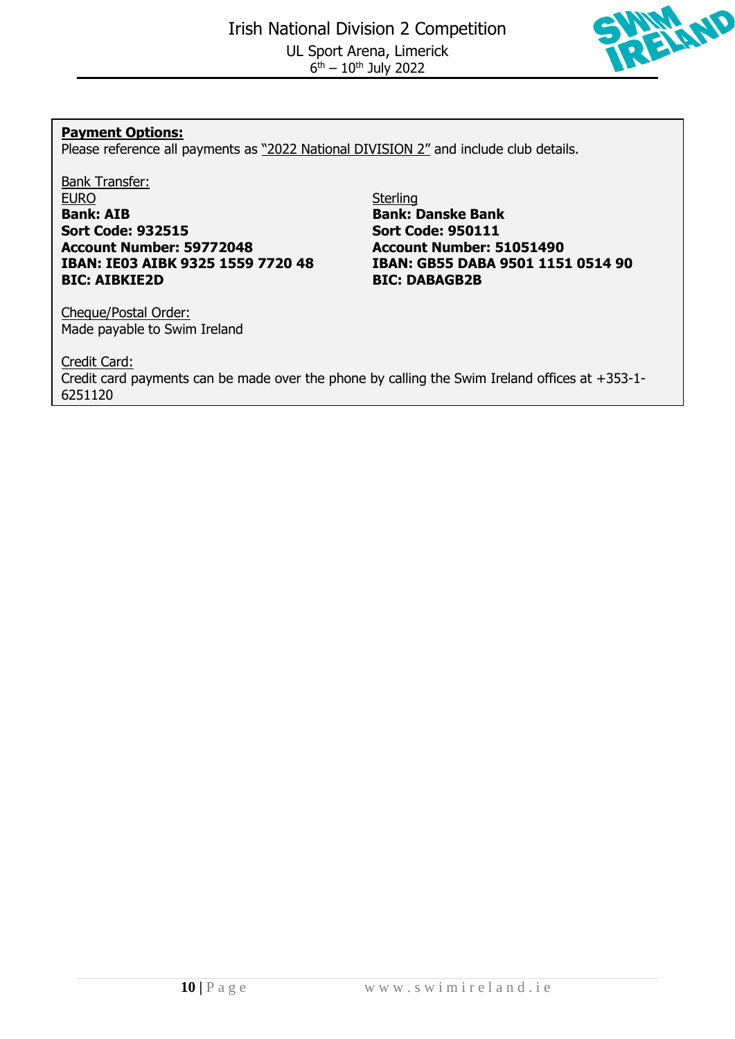**Payment Options:**

Please reference all payments as "2022 National DIVISION 2" and include club details.

Bank Transfer:

EURO

**Bank: AIB**
**Sort Code: 932515**
**Account Number: 59772048**
**IBAN: IE03 AIBK 9325 1559 7720 48**
**BIC: AIBKIE2D**

Sterling

**Bank: Danske Bank**
**Sort Code: 950111**
**Account Number: 51051490**
**IBAN: GB55 DABA 9501 1151 0514 90**
**BIC: DABAGB2B**

Cheque/Postal Order:

Made payable to Swim Ireland

Credit Card:

Credit card payments can be made over the phone by calling the Swim Ireland offices at +353-1-6251120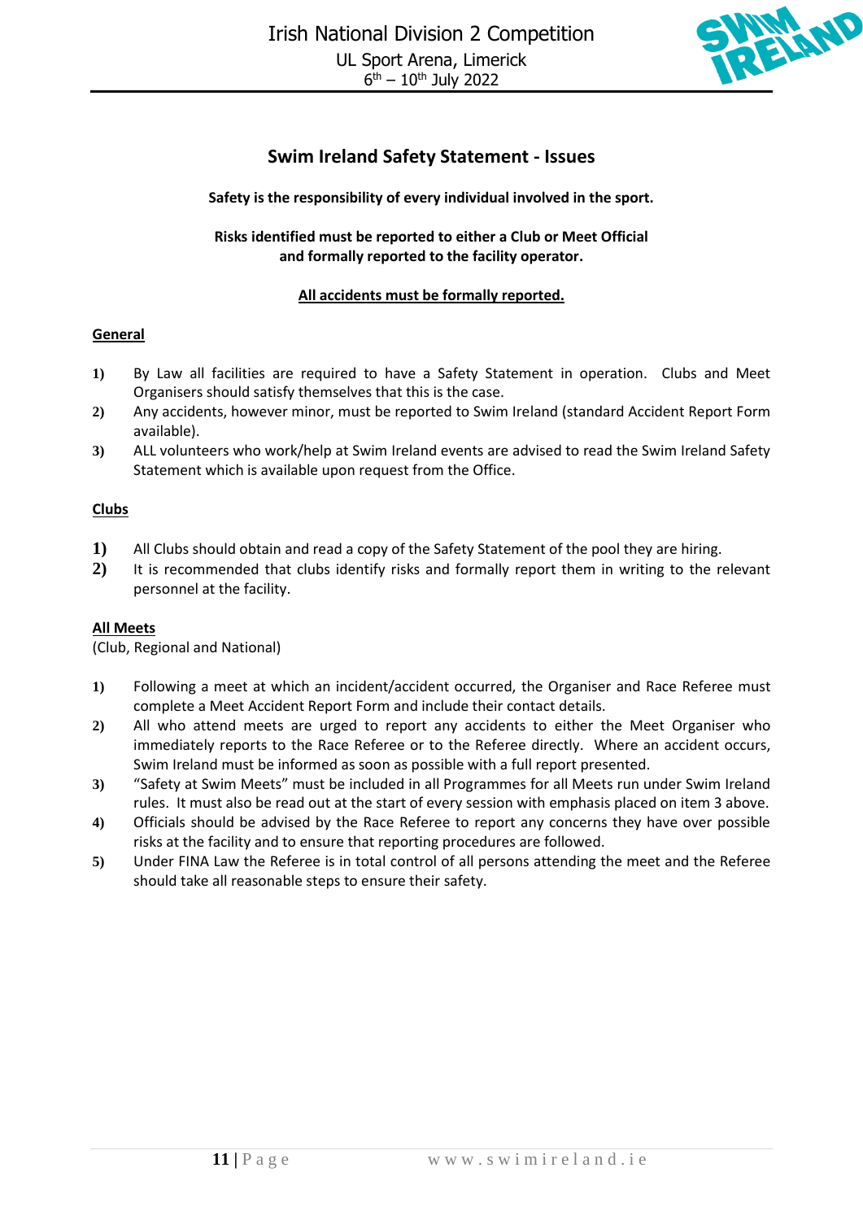## Swim Ireland Safety Statement - Issues

**Safety is the responsibility of every individual involved in the sport.**

**Risks identified must be reported to either a Club or Meet Official and formally reported to the facility operator.**

**All accidents must be formally reported.**

### General

1) By Law all facilities are required to have a Safety Statement in operation. Clubs and Meet Organisers should satisfy themselves that this is the case.
2) Any accidents, however minor, must be reported to Swim Ireland (standard Accident Report Form available).
3) ALL volunteers who work/help at Swim Ireland events are advised to read the Swim Ireland Safety Statement which is available upon request from the Office.

### Clubs

1) All Clubs should obtain and read a copy of the Safety Statement of the pool they are hiring.
2) It is recommended that clubs identify risks and formally report them in writing to the relevant personnel at the facility.

### All Meets

(Club, Regional and National)

1) Following a meet at which an incident/accident occurred, the Organiser and Race Referee must complete a Meet Accident Report Form and include their contact details.
2) All who attend meets are urged to report any accidents to either the Meet Organiser who immediately reports to the Race Referee or to the Referee directly. Where an accident occurs, Swim Ireland must be informed as soon as possible with a full report presented.
3) "Safety at Swim Meets" must be included in all Programmes for all Meets run under Swim Ireland rules. It must also be read out at the start of every session with emphasis placed on item 3 above.
4) Officials should be advised by the Race Referee to report any concerns they have over possible risks at the facility and to ensure that reporting procedures are followed.
5) Under FINA Law the Referee is in total control of all persons attending the meet and the Referee should take all reasonable steps to ensure their safety.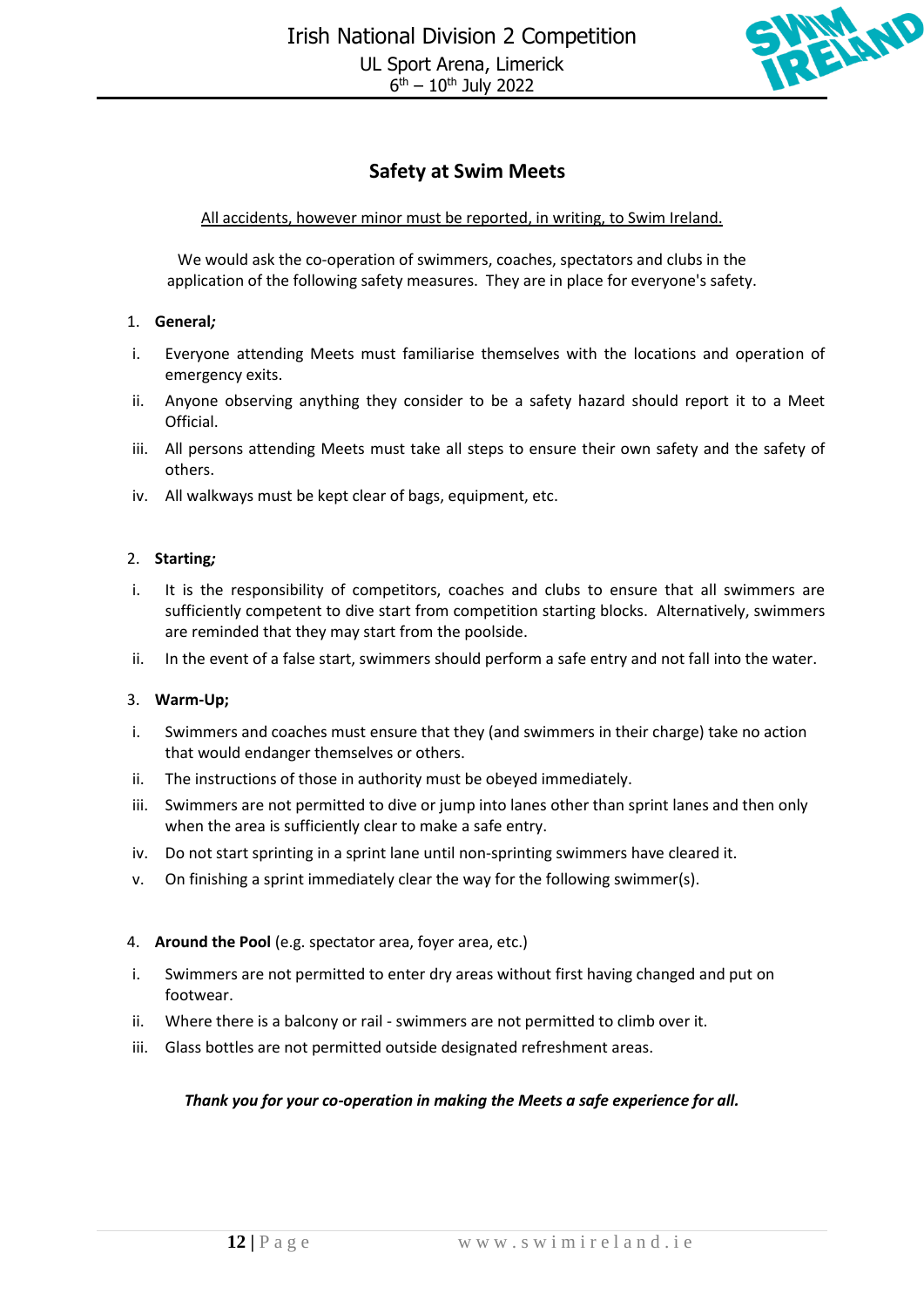## Safety at Swim Meets

<u>All accidents, however minor must be reported, in writing, to Swim Ireland.</u>

We would ask the co-operation of swimmers, coaches, spectators and clubs in the application of the following safety measures. They are in place for everyone's safety.

1. **General*;***

   i. Everyone attending Meets must familiarise themselves with the locations and operation of emergency exits.

   ii. Anyone observing anything they consider to be a safety hazard should report it to a Meet Official.

   iii. All persons attending Meets must take all steps to ensure their own safety and the safety of others.

   iv. All walkways must be kept clear of bags, equipment, etc.

2. **Starting*;***

   i. It is the responsibility of competitors, coaches and clubs to ensure that all swimmers are sufficiently competent to dive start from competition starting blocks. Alternatively, swimmers are reminded that they may start from the poolside.

   ii. In the event of a false start, swimmers should perform a safe entry and not fall into the water.

3. **Warm-Up;**

   i. Swimmers and coaches must ensure that they (and swimmers in their charge) take no action that would endanger themselves or others.

   ii. The instructions of those in authority must be obeyed immediately.

   iii. Swimmers are not permitted to dive or jump into lanes other than sprint lanes and then only when the area is sufficiently clear to make a safe entry.

   iv. Do not start sprinting in a sprint lane until non-sprinting swimmers have cleared it.

   v. On finishing a sprint immediately clear the way for the following swimmer(s).

4. **Around the Pool** (e.g. spectator area, foyer area, etc.)

   i. Swimmers are not permitted to enter dry areas without first having changed and put on footwear.

   ii. Where there is a balcony or rail - swimmers are not permitted to climb over it.

   iii. Glass bottles are not permitted outside designated refreshment areas.

***Thank you for your co-operation in making the Meets a safe experience for all.***